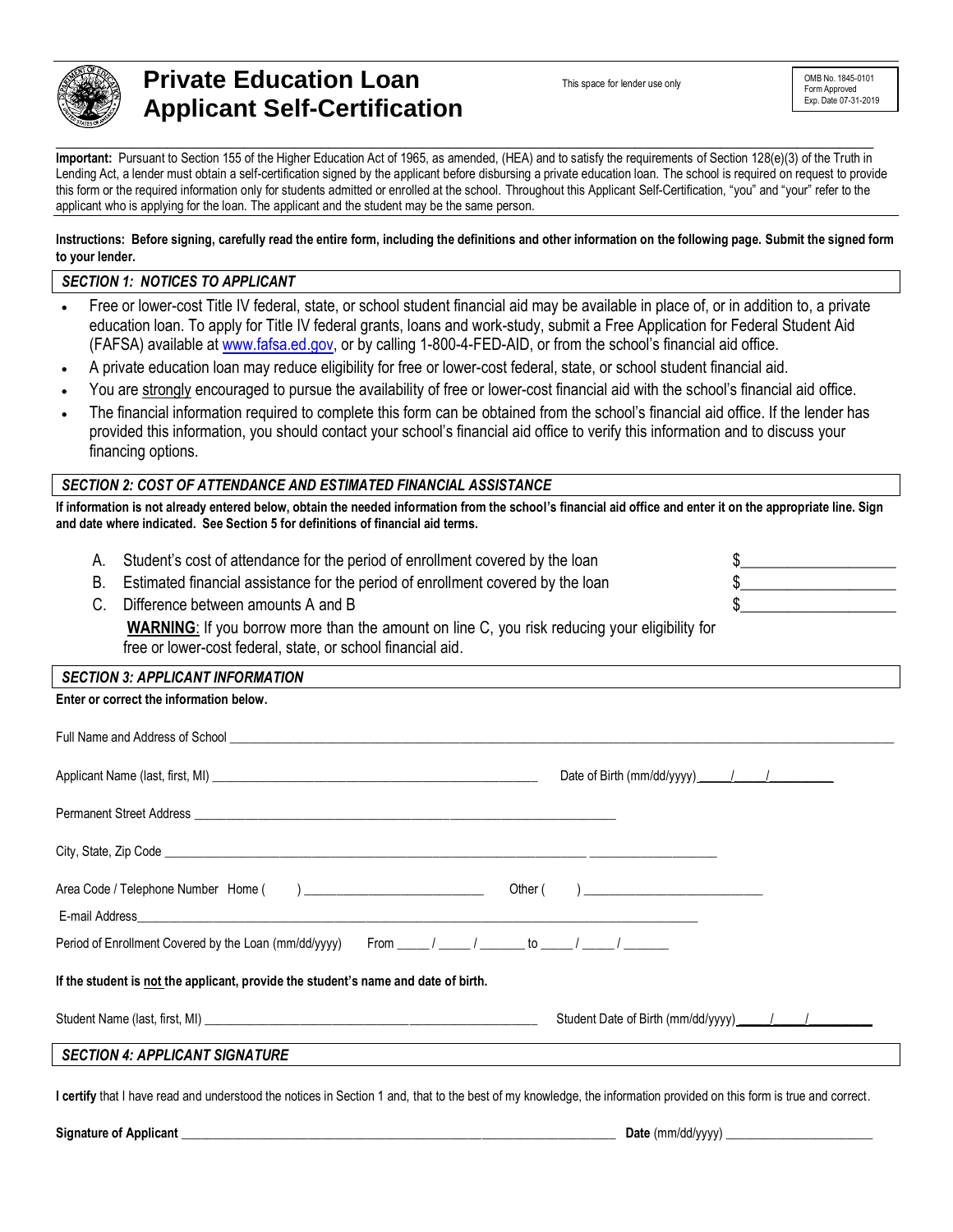# Private Education Loan Applicant Self-Certification

This space for lender use only

OMB No. 1845-0101
Form Approved
Exp. Date 07-31-2019

**Important:** Pursuant to Section 155 of the Higher Education Act of 1965, as amended, (HEA) and to satisfy the requirements of Section 128(e)(3) of the Truth in Lending Act, a lender must obtain a self-certification signed by the applicant before disbursing a private education loan. The school is required on request to provide this form or the required information only for students admitted or enrolled at the school. Throughout this Applicant Self-Certification, "you" and "your" refer to the applicant who is applying for the loan. The applicant and the student may be the same person.

**Instructions: Before signing, carefully read the entire form, including the definitions and other information on the following page. Submit the signed form to your lender.**

## *SECTION 1: NOTICES TO APPLICANT*

- Free or lower-cost Title IV federal, state, or school student financial aid may be available in place of, or in addition to, a private education loan. To apply for Title IV federal grants, loans and work-study, submit a Free Application for Federal Student Aid (FAFSA) available at www.fafsa.ed.gov, or by calling 1-800-4-FED-AID, or from the school's financial aid office.
- A private education loan may reduce eligibility for free or lower-cost federal, state, or school student financial aid.
- You are strongly encouraged to pursue the availability of free or lower-cost financial aid with the school's financial aid office.
- The financial information required to complete this form can be obtained from the school's financial aid office. If the lender has provided this information, you should contact your school's financial aid office to verify this information and to discuss your financing options.

## *SECTION 2: COST OF ATTENDANCE AND ESTIMATED FINANCIAL ASSISTANCE*

**If information is not already entered below, obtain the needed information from the school's financial aid office and enter it on the appropriate line. Sign and date where indicated. See Section 5 for definitions of financial aid terms.**

A. Student's cost of attendance for the period of enrollment covered by the loan $\_\_\_\_\_\_\_\_\_\_\_\_

B. Estimated financial assistance for the period of enrollment covered by the loan $\_\_\_\_\_\_\_\_\_\_\_\_

C. Difference between amounts A and B $\_\_\_\_\_\_\_\_\_\_\_\_

**WARNING**: If you borrow more than the amount on line C, you risk reducing your eligibility for free or lower-cost federal, state, or school financial aid.

## *SECTION 3: APPLICANT INFORMATION*

**Enter or correct the information below.**

Full Name and Address of School \_\_\_\_\_\_\_\_\_\_\_\_\_\_\_\_\_\_\_\_\_\_\_\_\_\_\_\_\_\_\_\_\_\_\_\_\_\_\_\_

Applicant Name (last, first, MI) \_\_\_\_\_\_\_\_\_\_\_\_\_\_\_\_\_\_\_\_\_\_\_\_ Date of Birth (mm/dd/yyyy) \_\_\_\_/\_\_\_\_/\_\_\_\_\_\_

Permanent Street Address \_\_\_\_\_\_\_\_\_\_\_\_\_\_\_\_\_\_\_\_\_\_\_\_\_\_\_\_\_\_\_\_

City, State, Zip Code \_\_\_\_\_\_\_\_\_\_\_\_\_\_\_\_\_\_\_\_\_\_\_\_\_\_\_\_\_\_\_\_

Area Code / Telephone Number Home (   ) \_\_\_\_\_\_\_\_\_\_\_\_\_\_ Other (   ) \_\_\_\_\_\_\_\_\_\_\_\_\_\_

E-mail Address \_\_\_\_\_\_\_\_\_\_\_\_\_\_\_\_\_\_\_\_\_\_\_\_\_\_\_\_\_\_\_\_

Period of Enrollment Covered by the Loan (mm/dd/yyyy) From \_\_\_\_/\_\_\_\_/\_\_\_\_\_\_ to \_\_\_\_/\_\_\_\_/\_\_\_\_\_\_

**If the student is not the applicant, provide the student's name and date of birth.**

Student Name (last, first, MI) \_\_\_\_\_\_\_\_\_\_\_\_\_\_\_\_\_\_\_\_\_\_\_\_ Student Date of Birth (mm/dd/yyyy) \_\_\_\_/\_\_\_\_/\_\_\_\_\_\_

## *SECTION 4: APPLICANT SIGNATURE*

**I certify** that I have read and understood the notices in Section 1 and, that to the best of my knowledge, the information provided on this form is true and correct.

**Signature of Applicant** \_\_\_\_\_\_\_\_\_\_\_\_\_\_\_\_\_\_\_\_\_\_\_\_\_\_\_\_\_\_\_\_ **Date** (mm/dd/yyyy) \_\_\_\_\_\_\_\_\_\_\_\_\_\_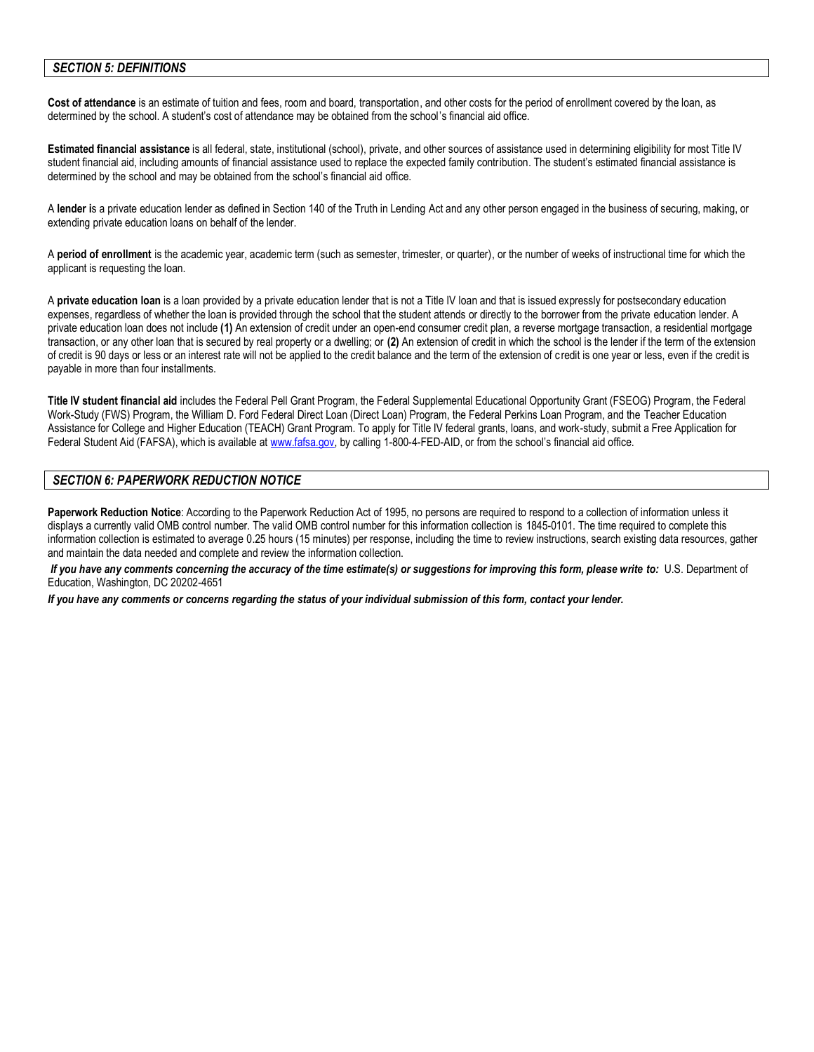## *SECTION 5: DEFINITIONS*

**Cost of attendance** is an estimate of tuition and fees, room and board, transportation, and other costs for the period of enrollment covered by the loan, as determined by the school. A student's cost of attendance may be obtained from the school's financial aid office.

**Estimated financial assistance** is all federal, state, institutional (school), private, and other sources of assistance used in determining eligibility for most Title IV student financial aid, including amounts of financial assistance used to replace the expected family contribution. The student's estimated financial assistance is determined by the school and may be obtained from the school's financial aid office.

A **lender i**s a private education lender as defined in Section 140 of the Truth in Lending Act and any other person engaged in the business of securing, making, or extending private education loans on behalf of the lender.

A **period of enrollment** is the academic year, academic term (such as semester, trimester, or quarter), or the number of weeks of instructional time for which the applicant is requesting the loan.

A **private education loan** is a loan provided by a private education lender that is not a Title IV loan and that is issued expressly for postsecondary education expenses, regardless of whether the loan is provided through the school that the student attends or directly to the borrower from the private education lender. A private education loan does not include **(1)** An extension of credit under an open-end consumer credit plan, a reverse mortgage transaction, a residential mortgage transaction, or any other loan that is secured by real property or a dwelling; or **(2)** An extension of credit in which the school is the lender if the term of the extension of credit is 90 days or less or an interest rate will not be applied to the credit balance and the term of the extension of credit is one year or less, even if the credit is payable in more than four installments.

**Title IV student financial aid** includes the Federal Pell Grant Program, the Federal Supplemental Educational Opportunity Grant (FSEOG) Program, the Federal Work-Study (FWS) Program, the William D. Ford Federal Direct Loan (Direct Loan) Program, the Federal Perkins Loan Program, and the Teacher Education Assistance for College and Higher Education (TEACH) Grant Program. To apply for Title IV federal grants, loans, and work-study, submit a Free Application for Federal Student Aid (FAFSA), which is available at www.fafsa.gov, by calling 1-800-4-FED-AID, or from the school's financial aid office.

## *SECTION 6: PAPERWORK REDUCTION NOTICE*

**Paperwork Reduction Notice**: According to the Paperwork Reduction Act of 1995, no persons are required to respond to a collection of information unless it displays a currently valid OMB control number. The valid OMB control number for this information collection is 1845-0101. The time required to complete this information collection is estimated to average 0.25 hours (15 minutes) per response, including the time to review instructions, search existing data resources, gather and maintain the data needed and complete and review the information collection.

***If you have any comments concerning the accuracy of the time estimate(s) or suggestions for improving this form, please write to:*** U.S. Department of Education, Washington, DC 20202-4651

***If you have any comments or concerns regarding the status of your individual submission of this form, contact your lender.***